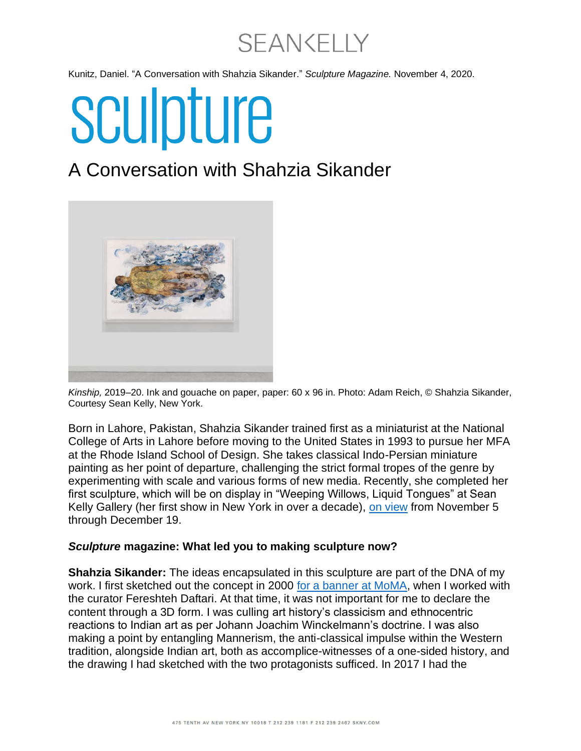Kunitz, Daniel. "A Conversation with Shahzia Sikander." *Sculpture Magazine.* November 4, 2020.

# sculpture

## A Conversation with Shahzia Sikander

*Kinship,* 2019–20. Ink and gouache on paper, paper: 60 x 96 in. Photo: Adam Reich, © Shahzia Sikander, Courtesy Sean Kelly, New York.

Born in Lahore, Pakistan, Shahzia Sikander trained first as a miniaturist at the National College of Arts in Lahore before moving to the United States in 1993 to pursue her MFA at the Rhode Island School of Design. She takes classical Indo-Persian miniature painting as her point of departure, challenging the strict formal tropes of the genre by experimenting with scale and various forms of new media. Recently, she completed her first sculpture, which will be on display in "Weeping Willows, Liquid Tongues" at Sean Kelly Gallery (her first show in New York in over a decade), on view from November 5 through December 19.

***Sculpture* magazine: What led you to making sculpture now?**

**Shahzia Sikander:** The ideas encapsulated in this sculpture are part of the DNA of my work. I first sketched out the concept in 2000 for a banner at MoMA, when I worked with the curator Fereshteh Daftari. At that time, it was not important for me to declare the content through a 3D form. I was culling art history's classicism and ethnocentric reactions to Indian art as per Johann Joachim Winckelmann's doctrine. I was also making a point by entangling Mannerism, the anti-classical impulse within the Western tradition, alongside Indian art, both as accomplice-witnesses of a one-sided history, and the drawing I had sketched with the two protagonists sufficed. In 2017 I had the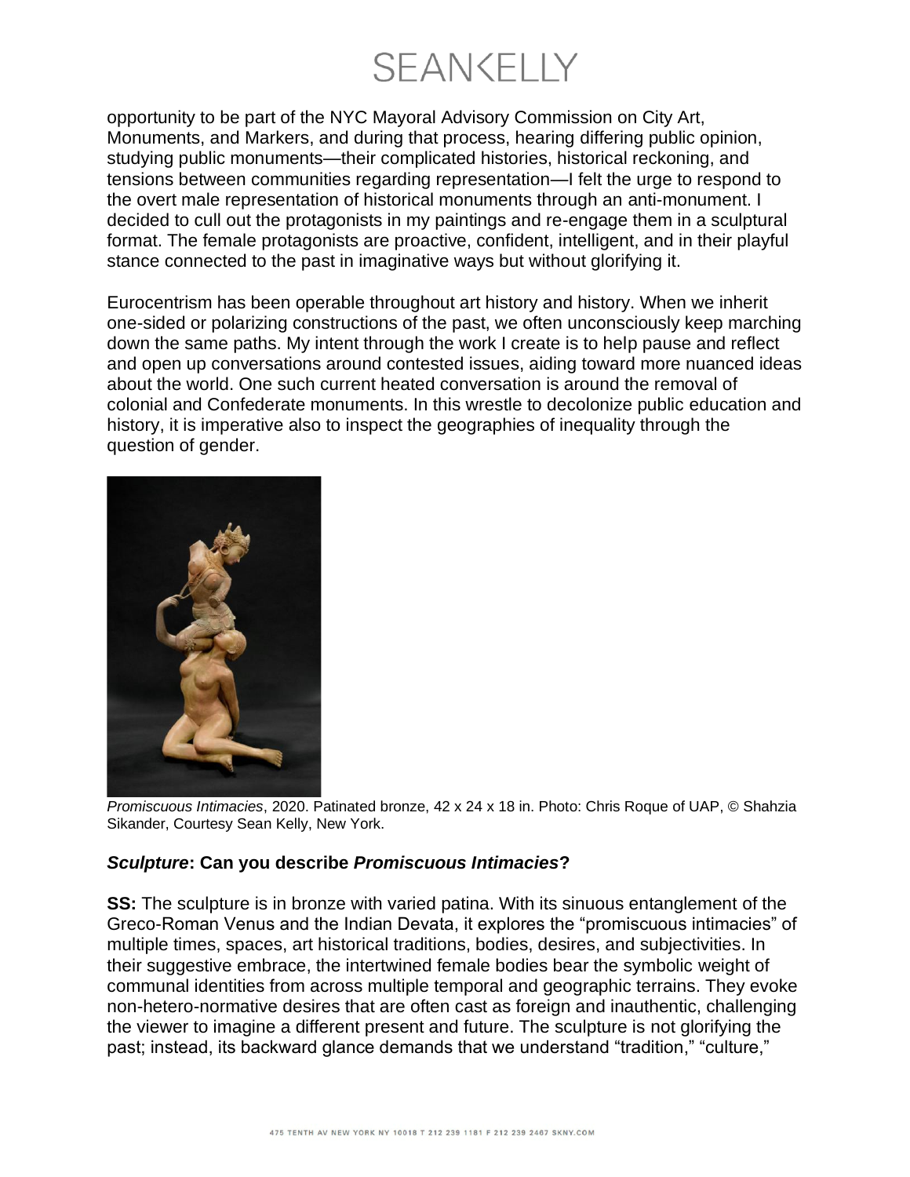opportunity to be part of the NYC Mayoral Advisory Commission on City Art, Monuments, and Markers, and during that process, hearing differing public opinion, studying public monuments—their complicated histories, historical reckoning, and tensions between communities regarding representation—I felt the urge to respond to the overt male representation of historical monuments through an anti-monument. I decided to cull out the protagonists in my paintings and re-engage them in a sculptural format. The female protagonists are proactive, confident, intelligent, and in their playful stance connected to the past in imaginative ways but without glorifying it.

Eurocentrism has been operable throughout art history and history. When we inherit one-sided or polarizing constructions of the past, we often unconsciously keep marching down the same paths. My intent through the work I create is to help pause and reflect and open up conversations around contested issues, aiding toward more nuanced ideas about the world. One such current heated conversation is around the removal of colonial and Confederate monuments. In this wrestle to decolonize public education and history, it is imperative also to inspect the geographies of inequality through the question of gender.

*Promiscuous Intimacies*, 2020. Patinated bronze, 42 x 24 x 18 in. Photo: Chris Roque of UAP, © Shahzia Sikander, Courtesy Sean Kelly, New York.

***Sculpture*: Can you describe *Promiscuous Intimacies*?**

**SS:** The sculpture is in bronze with varied patina. With its sinuous entanglement of the Greco-Roman Venus and the Indian Devata, it explores the "promiscuous intimacies" of multiple times, spaces, art historical traditions, bodies, desires, and subjectivities. In their suggestive embrace, the intertwined female bodies bear the symbolic weight of communal identities from across multiple temporal and geographic terrains. They evoke non-hetero-normative desires that are often cast as foreign and inauthentic, challenging the viewer to imagine a different present and future. The sculpture is not glorifying the past; instead, its backward glance demands that we understand "tradition," "culture,"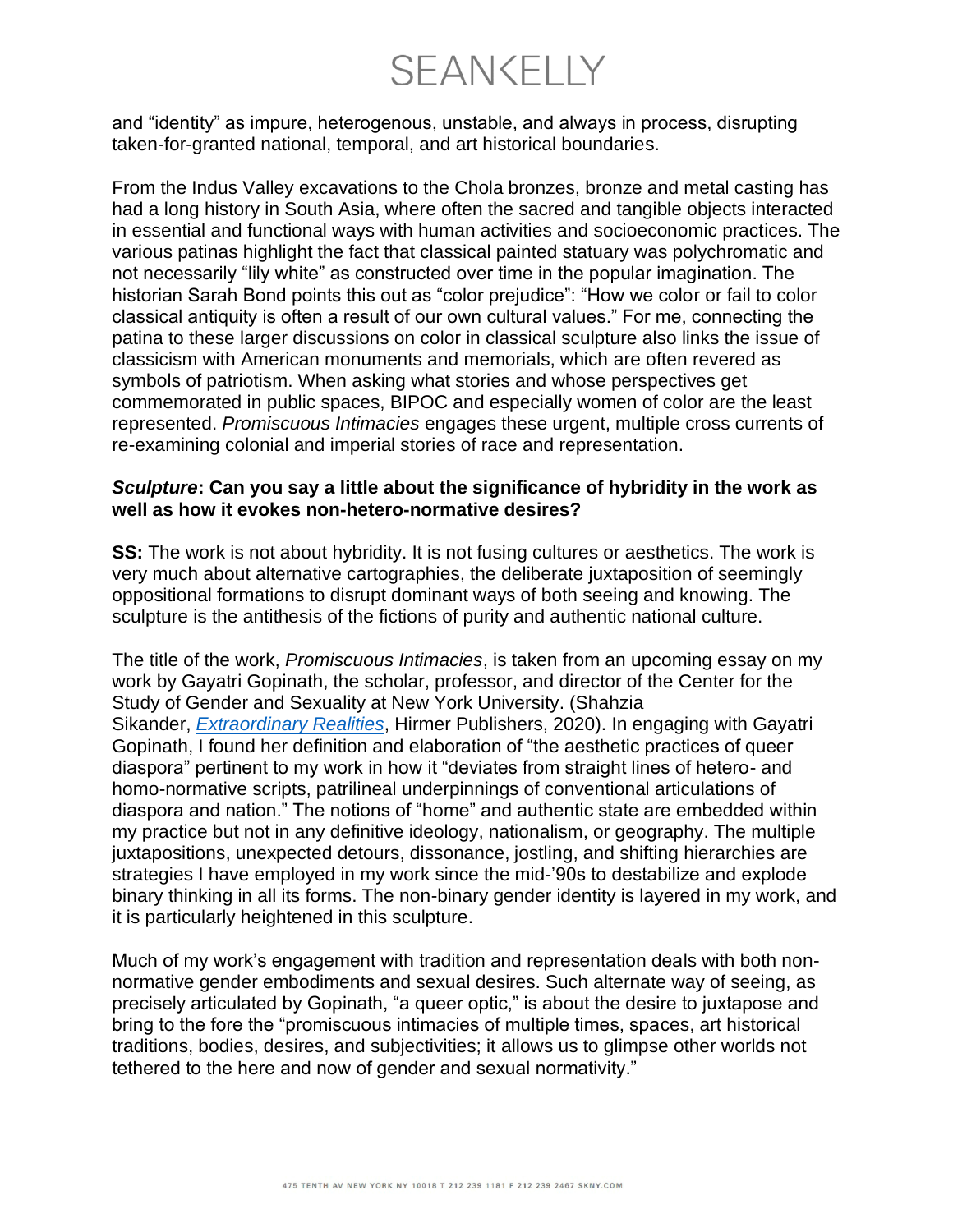and "identity" as impure, heterogenous, unstable, and always in process, disrupting taken-for-granted national, temporal, and art historical boundaries.

From the Indus Valley excavations to the Chola bronzes, bronze and metal casting has had a long history in South Asia, where often the sacred and tangible objects interacted in essential and functional ways with human activities and socioeconomic practices. The various patinas highlight the fact that classical painted statuary was polychromatic and not necessarily "lily white" as constructed over time in the popular imagination. The historian Sarah Bond points this out as "color prejudice": "How we color or fail to color classical antiquity is often a result of our own cultural values." For me, connecting the patina to these larger discussions on color in classical sculpture also links the issue of classicism with American monuments and memorials, which are often revered as symbols of patriotism. When asking what stories and whose perspectives get commemorated in public spaces, BIPOC and especially women of color are the least represented. *Promiscuous Intimacies* engages these urgent, multiple cross currents of re-examining colonial and imperial stories of race and representation.

***Sculpture*: Can you say a little about the significance of hybridity in the work as well as how it evokes non-hetero-normative desires?**

**SS:** The work is not about hybridity. It is not fusing cultures or aesthetics. The work is very much about alternative cartographies, the deliberate juxtaposition of seemingly oppositional formations to disrupt dominant ways of both seeing and knowing. The sculpture is the antithesis of the fictions of purity and authentic national culture.

The title of the work, *Promiscuous Intimacies*, is taken from an upcoming essay on my work by Gayatri Gopinath, the scholar, professor, and director of the Center for the Study of Gender and Sexuality at New York University. (Shahzia Sikander, *Extraordinary Realities*, Hirmer Publishers, 2020). In engaging with Gayatri Gopinath, I found her definition and elaboration of "the aesthetic practices of queer diaspora" pertinent to my work in how it "deviates from straight lines of hetero- and homo-normative scripts, patrilineal underpinnings of conventional articulations of diaspora and nation." The notions of "home" and authentic state are embedded within my practice but not in any definitive ideology, nationalism, or geography. The multiple juxtapositions, unexpected detours, dissonance, jostling, and shifting hierarchies are strategies I have employed in my work since the mid-'90s to destabilize and explode binary thinking in all its forms. The non-binary gender identity is layered in my work, and it is particularly heightened in this sculpture.

Much of my work's engagement with tradition and representation deals with both non-normative gender embodiments and sexual desires. Such alternate way of seeing, as precisely articulated by Gopinath, "a queer optic," is about the desire to juxtapose and bring to the fore the "promiscuous intimacies of multiple times, spaces, art historical traditions, bodies, desires, and subjectivities; it allows us to glimpse other worlds not tethered to the here and now of gender and sexual normativity."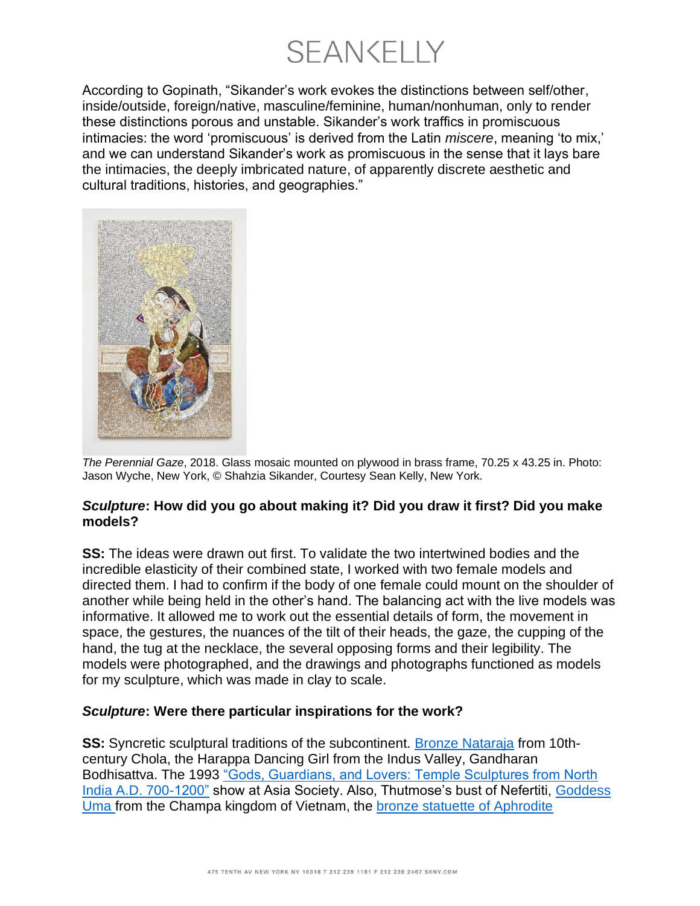According to Gopinath, "Sikander's work evokes the distinctions between self/other, inside/outside, foreign/native, masculine/feminine, human/nonhuman, only to render these distinctions porous and unstable. Sikander's work traffics in promiscuous intimacies: the word 'promiscuous' is derived from the Latin *miscere*, meaning 'to mix,' and we can understand Sikander's work as promiscuous in the sense that it lays bare the intimacies, the deeply imbricated nature, of apparently discrete aesthetic and cultural traditions, histories, and geographies."

*The Perennial Gaze*, 2018. Glass mosaic mounted on plywood in brass frame, 70.25 x 43.25 in. Photo: Jason Wyche, New York, © Shahzia Sikander, Courtesy Sean Kelly, New York.

***Sculpture*: How did you go about making it? Did you draw it first? Did you make models?**

**SS:** The ideas were drawn out first. To validate the two intertwined bodies and the incredible elasticity of their combined state, I worked with two female models and directed them. I had to confirm if the body of one female could mount on the shoulder of another while being held in the other's hand. The balancing act with the live models was informative. It allowed me to work out the essential details of form, the movement in space, the gestures, the nuances of the tilt of their heads, the gaze, the cupping of the hand, the tug at the necklace, the several opposing forms and their legibility. The models were photographed, and the drawings and photographs functioned as models for my sculpture, which was made in clay to scale.

***Sculpture*: Were there particular inspirations for the work?**

**SS:** Syncretic sculptural traditions of the subcontinent. Bronze Nataraja from 10th-century Chola, the Harappa Dancing Girl from the Indus Valley, Gandharan Bodhisattva. The 1993 "Gods, Guardians, and Lovers: Temple Sculptures from North India A.D. 700-1200" show at Asia Society. Also, Thutmose's bust of Nefertiti, Goddess Uma from the Champa kingdom of Vietnam, the bronze statuette of Aphrodite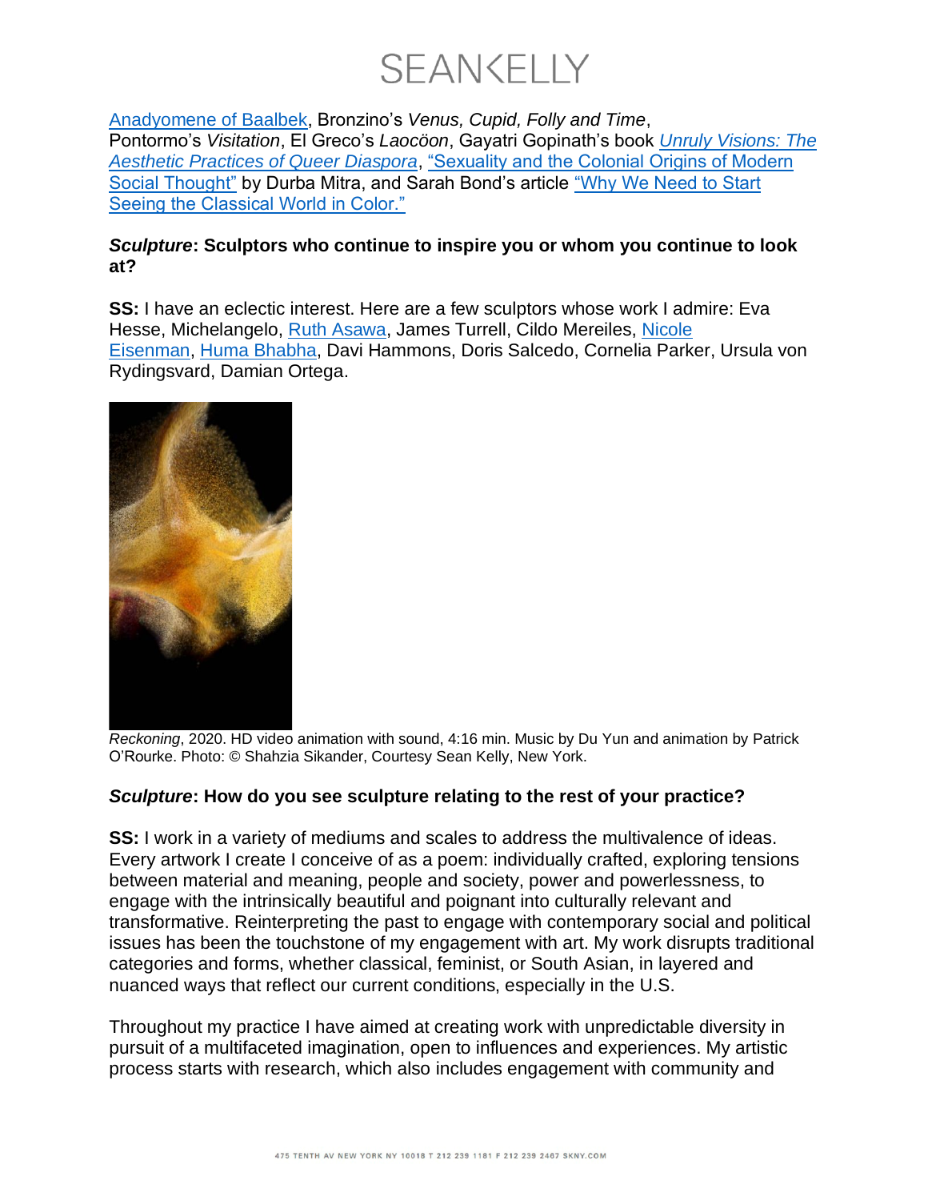Anadyomene of Baalbek, Bronzino's *Venus, Cupid, Folly and Time*, Pontormo's *Visitation*, El Greco's *Laocöon*, Gayatri Gopinath's book *Unruly Visions: The Aesthetic Practices of Queer Diaspora*, "Sexuality and the Colonial Origins of Modern Social Thought" by Durba Mitra, and Sarah Bond's article "Why We Need to Start Seeing the Classical World in Color."

***Sculpture*: Sculptors who continue to inspire you or whom you continue to look at?**

**SS:** I have an eclectic interest. Here are a few sculptors whose work I admire: Eva Hesse, Michelangelo, Ruth Asawa, James Turrell, Cildo Mereiles, Nicole Eisenman, Huma Bhabha, Davi Hammons, Doris Salcedo, Cornelia Parker, Ursula von Rydingsvard, Damian Ortega.

*Reckoning*, 2020. HD video animation with sound, 4:16 min. Music by Du Yun and animation by Patrick O'Rourke. Photo: © Shahzia Sikander, Courtesy Sean Kelly, New York.

***Sculpture*: How do you see sculpture relating to the rest of your practice?**

**SS:** I work in a variety of mediums and scales to address the multivalence of ideas. Every artwork I create I conceive of as a poem: individually crafted, exploring tensions between material and meaning, people and society, power and powerlessness, to engage with the intrinsically beautiful and poignant into culturally relevant and transformative. Reinterpreting the past to engage with contemporary social and political issues has been the touchstone of my engagement with art. My work disrupts traditional categories and forms, whether classical, feminist, or South Asian, in layered and nuanced ways that reflect our current conditions, especially in the U.S.

Throughout my practice I have aimed at creating work with unpredictable diversity in pursuit of a multifaceted imagination, open to influences and experiences. My artistic process starts with research, which also includes engagement with community and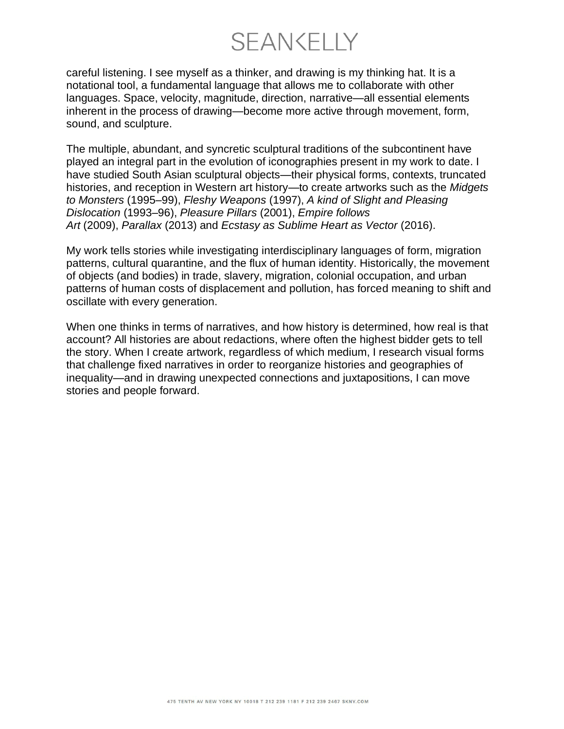careful listening. I see myself as a thinker, and drawing is my thinking hat. It is a notational tool, a fundamental language that allows me to collaborate with other languages. Space, velocity, magnitude, direction, narrative—all essential elements inherent in the process of drawing—become more active through movement, form, sound, and sculpture.

The multiple, abundant, and syncretic sculptural traditions of the subcontinent have played an integral part in the evolution of iconographies present in my work to date. I have studied South Asian sculptural objects—their physical forms, contexts, truncated histories, and reception in Western art history—to create artworks such as the *Midgets to Monsters* (1995–99), *Fleshy Weapons* (1997), *A kind of Slight and Pleasing Dislocation* (1993–96), *Pleasure Pillars* (2001), *Empire follows Art* (2009), *Parallax* (2013) and *Ecstasy as Sublime Heart as Vector* (2016).

My work tells stories while investigating interdisciplinary languages of form, migration patterns, cultural quarantine, and the flux of human identity. Historically, the movement of objects (and bodies) in trade, slavery, migration, colonial occupation, and urban patterns of human costs of displacement and pollution, has forced meaning to shift and oscillate with every generation.

When one thinks in terms of narratives, and how history is determined, how real is that account? All histories are about redactions, where often the highest bidder gets to tell the story. When I create artwork, regardless of which medium, I research visual forms that challenge fixed narratives in order to reorganize histories and geographies of inequality—and in drawing unexpected connections and juxtapositions, I can move stories and people forward.